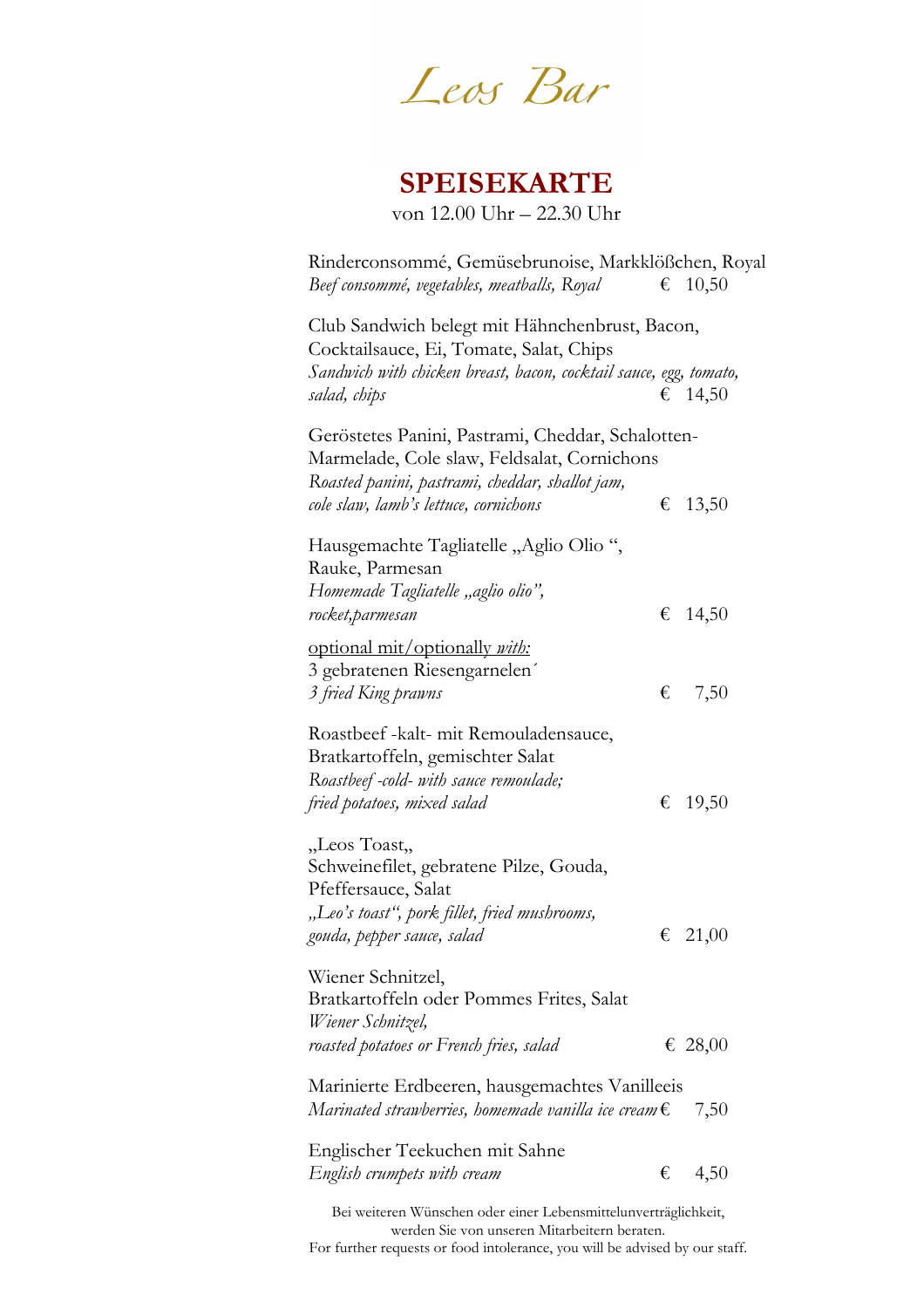# Leos Bar

## SPEISEKARTE

von 12.00 Uhr – 22.30 Uhr

Rinderconsommé, Gemüsebrunoise, Markklößchen, Royal
*Beef consommé, vegetables, meatballs, Royal* € 10,50

Club Sandwich belegt mit Hähnchenbrust, Bacon, Cocktailsauce, Ei, Tomate, Salat, Chips
*Sandwich with chicken breast, bacon, cocktail sauce, egg, tomato, salad, chips* € 14,50

Geröstetes Panini, Pastrami, Cheddar, Schalotten-Marmelade, Cole slaw, Feldsalat, Cornichons
*Roasted panini, pastrami, cheddar, shallot jam, cole slaw, lamb's lettuce, cornichons* € 13,50

Hausgemachte Tagliatelle „Aglio Olio ", Rauke, Parmesan
*Homemade Tagliatelle „aglio olio", rocket,parmesan* € 14,50

optional mit/optionally *with:*
3 gebratenen Riesengarnelen´
*3 fried King prawns* € 7,50

Roastbeef -kalt- mit Remouladensauce, Bratkartoffeln, gemischter Salat
*Roastbeef -cold- with sauce remoulade; fried potatoes, mixed salad* € 19,50

„Leos Toast„
Schweinefilet, gebratene Pilze, Gouda, Pfeffersauce, Salat
*„Leo's toast", pork fillet, fried mushrooms, gouda, pepper sauce, salad* € 21,00

Wiener Schnitzel,
Bratkartoffeln oder Pommes Frites, Salat
*Wiener Schnitzel, roasted potatoes or French fries, salad* € 28,00

Marinierte Erdbeeren, hausgemachtes Vanilleeis
*Marinated strawberries, homemade vanilla ice cream* € 7,50

Englischer Teekuchen mit Sahne
*English crumpets with cream* € 4,50

Bei weiteren Wünschen oder einer Lebensmittelunverträglichkeit, werden Sie von unseren Mitarbeitern beraten.
For further requests or food intolerance, you will be advised by our staff.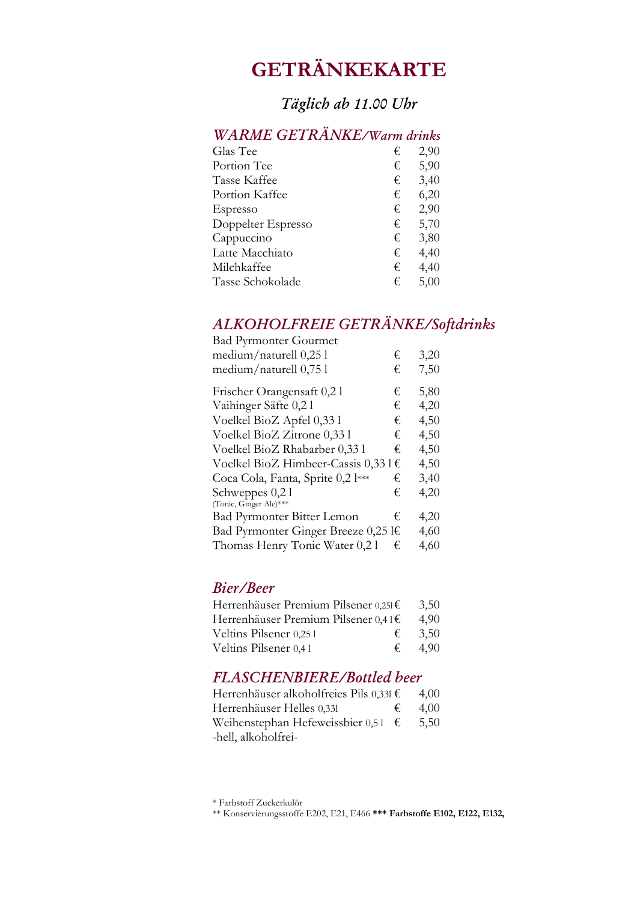# GETRÄNKEKARTE

## *Täglich ab 11.00 Uhr*

## *WARME GETRÄNKE/Warm drinks*

| | | |
|---|---|---|
| Glas Tee | € | 2,90 |
| Portion Tee | € | 5,90 |
| Tasse Kaffee | € | 3,40 |
| Portion Kaffee | € | 6,20 |
| Espresso | € | 2,90 |
| Doppelter Espresso | € | 5,70 |
| Cappuccino | € | 3,80 |
| Latte Macchiato | € | 4,40 |
| Milchkaffee | € | 4,40 |
| Tasse Schokolade | € | 5,00 |

## *ALKOHOLFREIE GETRÄNKE/Softdrinks*

| | | |
|---|---|---|
| Bad Pyrmonter Gourmet | | |
| medium/naturell 0,25 l | € | 3,20 |
| medium/naturell 0,75 l | € | 7,50 |
| Frischer Orangensaft 0,2 l | € | 5,80 |
| Vaihinger Säfte 0,2 l | € | 4,20 |
| Voelkel BioZ Apfel 0,33 l | € | 4,50 |
| Voelkel BioZ Zitrone 0,33 l | € | 4,50 |
| Voelkel BioZ Rhabarber 0,33 l | € | 4,50 |
| Voelkel BioZ Himbeer-Cassis 0,33 l | € | 4,50 |
| Coca Cola, Fanta, Sprite 0,2 l*** | € | 3,40 |
| Schweppes 0,2 l (Tonic, Ginger Ale)*** | € | 4,20 |
| Bad Pyrmonter Bitter Lemon | € | 4,20 |
| Bad Pyrmonter Ginger Breeze 0,25 l | € | 4,60 |
| Thomas Henry Tonic Water 0,2 l | € | 4,60 |

## *Bier/Beer*

| | | |
|---|---|---|
| Herrenhäuser Premium Pilsener 0,25l | € | 3,50 |
| Herrenhäuser Premium Pilsener 0,4 l | € | 4,90 |
| Veltins Pilsener 0,25 l | € | 3,50 |
| Veltins Pilsener 0,4 l | € | 4,90 |

## *FLASCHENBIERE/Bottled beer*

| | | |
|---|---|---|
| Herrenhäuser alkoholfreies Pils 0,33l | € | 4,00 |
| Herrenhäuser Helles 0,33l | € | 4,00 |
| Weihenstephan Hefeweissbier 0,5 l -hell, alkoholfrei- | € | 5,50 |

\* Farbstoff Zuckerkulör
** Konservierungsstoffe E202, E21, E466 **\*\*\* Farbstoffe E102, E122, E132,**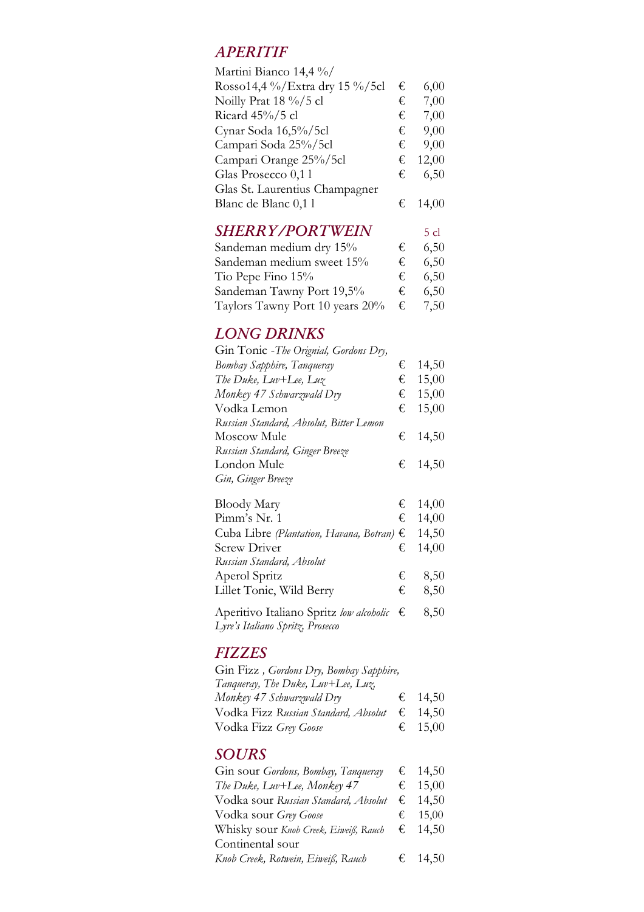## *APERITIF*

| | | |
|---|---|---|
| Martini Bianco 14,4 %/ Rosso14,4 %/Extra dry 15 %/5cl | € | 6,00 |
| Noilly Prat 18 %/5 cl | € | 7,00 |
| Ricard 45%/5 cl | € | 7,00 |
| Cynar Soda 16,5%/5cl | € | 9,00 |
| Campari Soda 25%/5cl | € | 9,00 |
| Campari Orange 25%/5cl | € | 12,00 |
| Glas Prosecco 0,1 l | € | 6,50 |
| Glas St. Laurentius Champagner Blanc de Blanc 0,1 l | € | 14,00 |

## *SHERRY/PORTWEIN*

| | | 5 cl |
|---|---|---|
| Sandeman medium dry 15% | € | 6,50 |
| Sandeman medium sweet 15% | € | 6,50 |
| Tio Pepe Fino 15% | € | 6,50 |
| Sandeman Tawny Port 19,5% | € | 6,50 |
| Taylors Tawny Port 10 years 20% | € | 7,50 |

## *LONG DRINKS*

| | | |
|---|---|---|
| Gin Tonic *-The Orignial, Gordons Dry, Bombay Sapphire, Tanqueray* | € | 14,50 |
| *The Duke, Luv+Lee, Luz* | € | 15,00 |
| *Monkey 47 Schwarzwald Dry* | € | 15,00 |
| Vodka Lemon *Russian Standard, Absolut, Bitter Lemon* | € | 15,00 |
| Moscow Mule *Russian Standard, Ginger Breeze* | € | 14,50 |
| London Mule *Gin, Ginger Breeze* | € | 14,50 |
| Bloody Mary | € | 14,00 |
| Pimm's Nr. 1 | € | 14,00 |
| Cuba Libre *(Plantation, Havana, Botran)* | € | 14,50 |
| Screw Driver *Russian Standard, Absolut* | € | 14,00 |
| Aperol Spritz | € | 8,50 |
| Lillet Tonic, Wild Berry | € | 8,50 |
| Aperitivo Italiano Spritz *low alcoholic* *Lyre's Italiano Spritz, Prosecco* | € | 8,50 |

## *FIZZES*

| | | |
|---|---|---|
| Gin Fizz *, Gordons Dry, Bombay Sapphire, Tanqueray, The Duke, Luv+Lee, Luz, Monkey 47 Schwarzwald Dry* | € | 14,50 |
| Vodka Fizz *Russian Standard, Absolut* | € | 14,50 |
| Vodka Fizz *Grey Goose* | € | 15,00 |

## *SOURS*

| | | |
|---|---|---|
| Gin sour *Gordons, Bombay, Tanqueray* | € | 14,50 |
| *The Duke, Luv+Lee, Monkey 47* | € | 15,00 |
| Vodka sour *Russian Standard, Absolut* | € | 14,50 |
| Vodka sour *Grey Goose* | € | 15,00 |
| Whisky sour *Knob Creek, Eiweiß, Rauch* | € | 14,50 |
| Continental sour *Knob Creek, Rotwein, Eiweiß, Rauch* | € | 14,50 |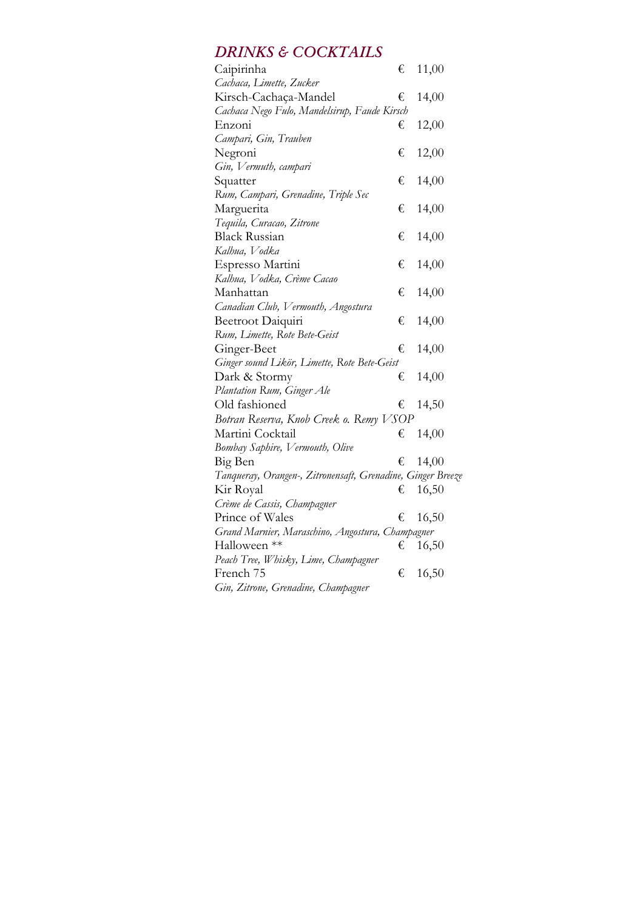## *DRINKS & COCKTAILS*

| | |
|---|---|
| Caipirinha<br>*Cachaca, Limette, Zucker* | € 11,00 |
| Kirsch-Cachaça-Mandel<br>*Cachaca Nego Fulo, Mandelsirup, Faude Kirsch* | € 14,00 |
| Enzoni<br>*Campari, Gin, Trauben* | € 12,00 |
| Negroni<br>*Gin, Vermuth, campari* | € 12,00 |
| Squatter<br>*Rum, Campari, Grenadine, Triple Sec* | € 14,00 |
| Marguerita<br>*Tequila, Curacao, Zitrone* | € 14,00 |
| Black Russian<br>*Kalhua, Vodka* | € 14,00 |
| Espresso Martini<br>*Kalhua, Vodka, Crème Cacao* | € 14,00 |
| Manhattan<br>*Canadian Club, Vermouth, Angostura* | € 14,00 |
| Beetroot Daiquiri<br>*Rum, Limette, Rote Bete-Geist* | € 14,00 |
| Ginger-Beet<br>*Ginger sound Likör, Limette, Rote Bete-Geist* | € 14,00 |
| Dark & Stormy<br>*Plantation Rum, Ginger Ale* | € 14,00 |
| Old fashioned<br>*Botran Reserva, Knob Creek o. Remy VSOP* | € 14,50 |
| Martini Cocktail<br>*Bombay Saphire, Vermouth, Olive* | € 14,00 |
| Big Ben<br>*Tanqueray, Orangen-, Zitronensaft, Grenadine, Ginger Breeze* | € 14,00 |
| Kir Royal<br>*Crème de Cassis, Champagner* | € 16,50 |
| Prince of Wales<br>*Grand Marnier, Maraschino, Angostura, Champagner* | € 16,50 |
| Halloween **<br>*Peach Tree, Whisky, Lime, Champagner* | € 16,50 |
| French 75<br>*Gin, Zitrone, Grenadine, Champagner* | € 16,50 |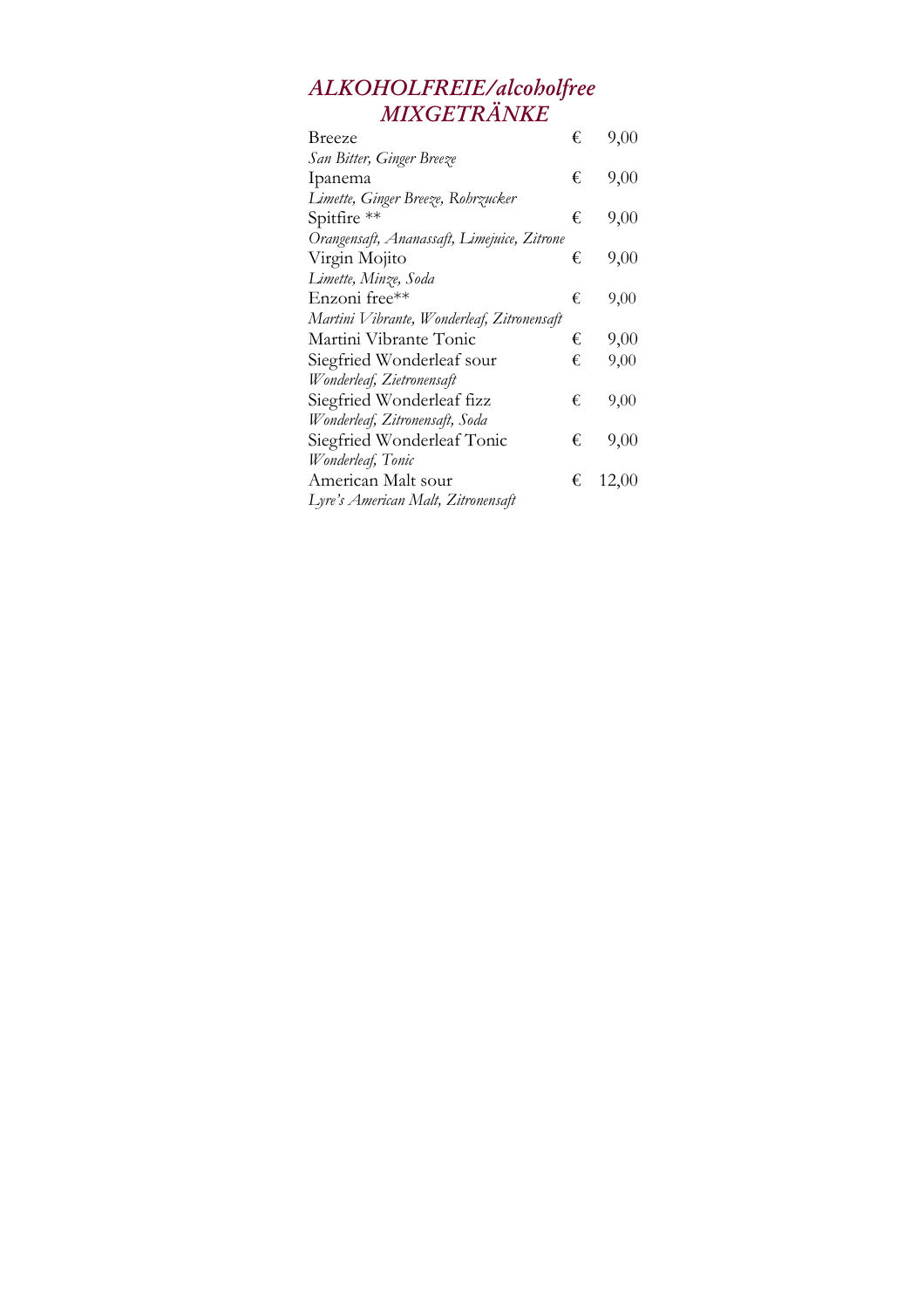## *ALKOHOLFREIE/alcoholfree MIXGETRÄNKE*

| | | |
|---|---|---|
| Breeze | € | 9,00 |
| *San Bitter, Ginger Breeze* | | |
| Ipanema | € | 9,00 |
| *Limette, Ginger Breeze, Rohrzucker* | | |
| Spitfire ** | € | 9,00 |
| *Orangensaft, Ananassaft, Limejuice, Zitrone* | | |
| Virgin Mojito | € | 9,00 |
| *Limette, Minze, Soda* | | |
| Enzoni free** | € | 9,00 |
| *Martini Vibrante, Wonderleaf, Zitronensaft* | | |
| Martini Vibrante Tonic | € | 9,00 |
| Siegfried Wonderleaf sour | € | 9,00 |
| *Wonderleaf, Zietronensaft* | | |
| Siegfried Wonderleaf fizz | € | 9,00 |
| *Wonderleaf, Zitronensaft, Soda* | | |
| Siegfried Wonderleaf Tonic | € | 9,00 |
| *Wonderleaf, Tonic* | | |
| American Malt sour | € | 12,00 |
| *Lyre's American Malt, Zitronensaft* | | |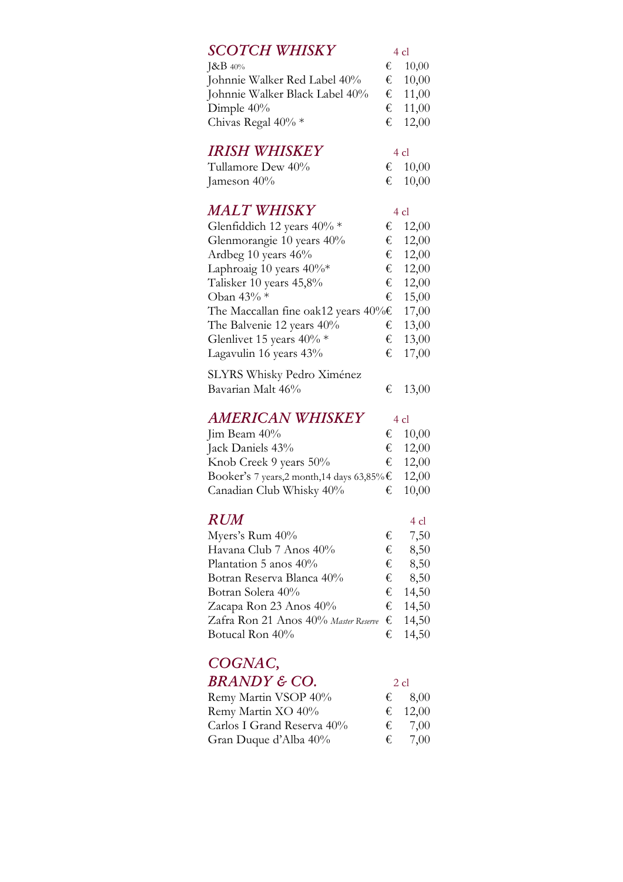## *SCOTCH WHISKY*

| | | 4 cl |
|---|---|---|
| J&B 40% | € | 10,00 |
| Johnnie Walker Red Label 40% | € | 10,00 |
| Johnnie Walker Black Label 40% | € | 11,00 |
| Dimple 40% | € | 11,00 |
| Chivas Regal 40% * | € | 12,00 |

## *IRISH WHISKEY*

| | | 4 cl |
|---|---|---|
| Tullamore Dew 40% | € | 10,00 |
| Jameson 40% | € | 10,00 |

## *MALT WHISKY*

| | | 4 cl |
|---|---|---|
| Glenfiddich 12 years 40% * | € | 12,00 |
| Glenmorangie 10 years 40% | € | 12,00 |
| Ardbeg 10 years 46% | € | 12,00 |
| Laphroaig 10 years 40%* | € | 12,00 |
| Talisker 10 years 45,8% | € | 12,00 |
| Oban 43% * | € | 15,00 |
| The Maccallan fine oak12 years 40% | € | 17,00 |
| The Balvenie 12 years 40% | € | 13,00 |
| Glenlivet 15 years 40% * | € | 13,00 |
| Lagavulin 16 years 43% | € | 17,00 |
| SLYRS Whisky Pedro Ximénez Bavarian Malt 46% | € | 13,00 |

## *AMERICAN WHISKEY*

| | | 4 cl |
|---|---|---|
| Jim Beam 40% | € | 10,00 |
| Jack Daniels 43% | € | 12,00 |
| Knob Creek 9 years 50% | € | 12,00 |
| Booker's 7 years,2 month,14 days 63,85% | € | 12,00 |
| Canadian Club Whisky 40% | € | 10,00 |

## *RUM*

| | | 4 cl |
|---|---|---|
| Myers's Rum 40% | € | 7,50 |
| Havana Club 7 Anos 40% | € | 8,50 |
| Plantation 5 anos 40% | € | 8,50 |
| Botran Reserva Blanca 40% | € | 8,50 |
| Botran Solera 40% | € | 14,50 |
| Zacapa Ron 23 Anos 40% | € | 14,50 |
| Zafra Ron 21 Anos 40% *Master Reserve* | € | 14,50 |
| Botucal Ron 40% | € | 14,50 |

## *COGNAC, BRANDY & CO.*

| | | 2 cl |
|---|---|---|
| Remy Martin VSOP 40% | € | 8,00 |
| Remy Martin XO 40% | € | 12,00 |
| Carlos I Grand Reserva 40% | € | 7,00 |
| Gran Duque d'Alba 40% | € | 7,00 |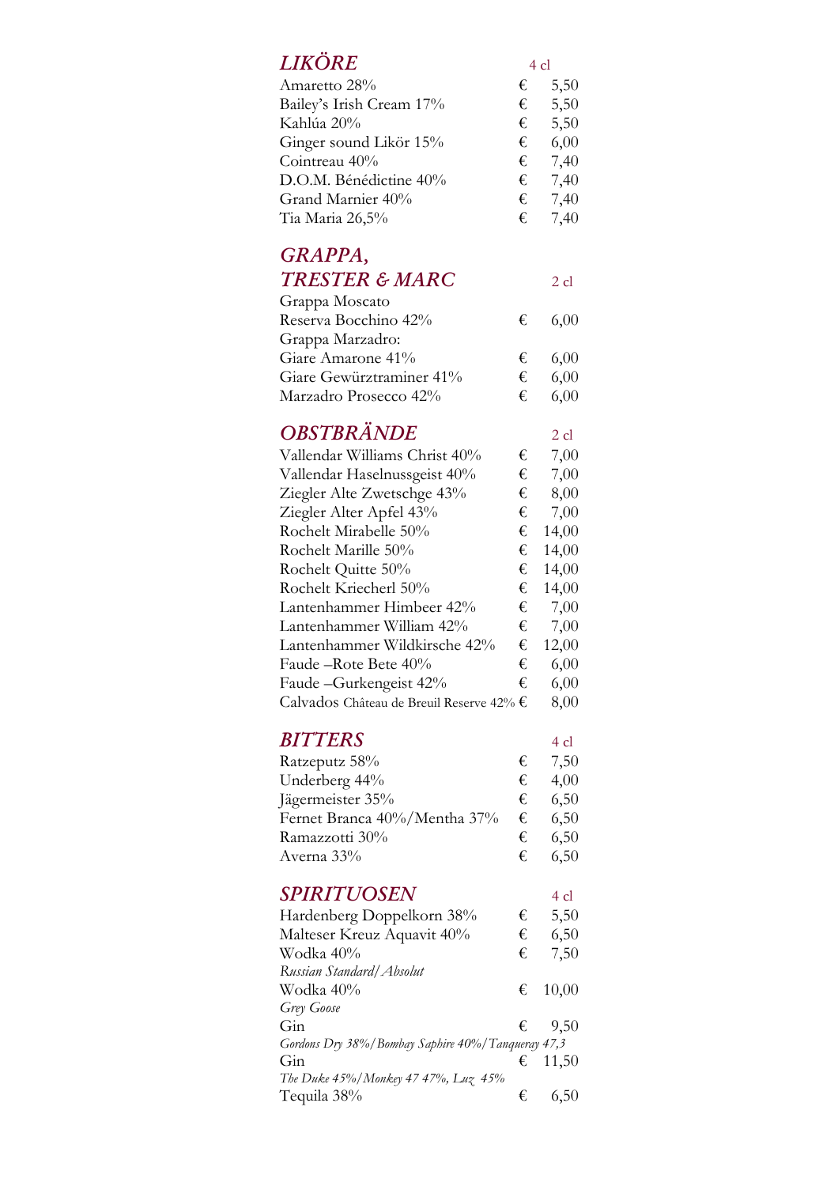## *LIKÖRE*

| | 4 cl |
|---|---|
| Amaretto 28% | € 5,50 |
| Bailey's Irish Cream 17% | € 5,50 |
| Kahlúa 20% | € 5,50 |
| Ginger sound Likör 15% | € 6,00 |
| Cointreau 40% | € 7,40 |
| D.O.M. Bénédictine 40% | € 7,40 |
| Grand Marnier 40% | € 7,40 |
| Tia Maria 26,5% | € 7,40 |

## *GRAPPA, TRESTER & MARC*

| | 2 cl |
|---|---|
| Grappa Moscato | |
| Reserva Bocchino 42% | € 6,00 |
| Grappa Marzadro: | |
| Giare Amarone 41% | € 6,00 |
| Giare Gewürztraminer 41% | € 6,00 |
| Marzadro Prosecco 42% | € 6,00 |

## *OBSTBRÄNDE*

| | 2 cl |
|---|---|
| Vallendar Williams Christ 40% | € 7,00 |
| Vallendar Haselnussgeist 40% | € 7,00 |
| Ziegler Alte Zwetschge 43% | € 8,00 |
| Ziegler Alter Apfel 43% | € 7,00 |
| Rochelt Mirabelle 50% | € 14,00 |
| Rochelt Marille 50% | € 14,00 |
| Rochelt Quitte 50% | € 14,00 |
| Rochelt Kriecherl 50% | € 14,00 |
| Lantenhammer Himbeer 42% | € 7,00 |
| Lantenhammer William 42% | € 7,00 |
| Lantenhammer Wildkirsche 42% | € 12,00 |
| Faude –Rote Bete 40% | € 6,00 |
| Faude –Gurkengeist 42% | € 6,00 |
| Calvados Château de Breuil Reserve 42% | € 8,00 |

## *BITTERS*

| | 4 cl |
|---|---|
| Ratzeputz 58% | € 7,50 |
| Underberg 44% | € 4,00 |
| Jägermeister 35% | € 6,50 |
| Fernet Branca 40%/Mentha 37% | € 6,50 |
| Ramazzotti 30% | € 6,50 |
| Averna 33% | € 6,50 |

## *SPIRITUOSEN*

| | 4 cl |
|---|---|
| Hardenberg Doppelkorn 38% | € 5,50 |
| Malteser Kreuz Aquavit 40% | € 6,50 |
| Wodka 40% *Russian Standard/Absolut* | € 7,50 |
| Wodka 40% *Grey Goose* | € 10,00 |
| Gin *Gordons Dry 38%/Bombay Saphire 40%/Tanqueray 47,3* | € 9,50 |
| Gin *The Duke 45%/Monkey 47 47%, Luz 45%* | € 11,50 |
| Tequila 38% | € 6,50 |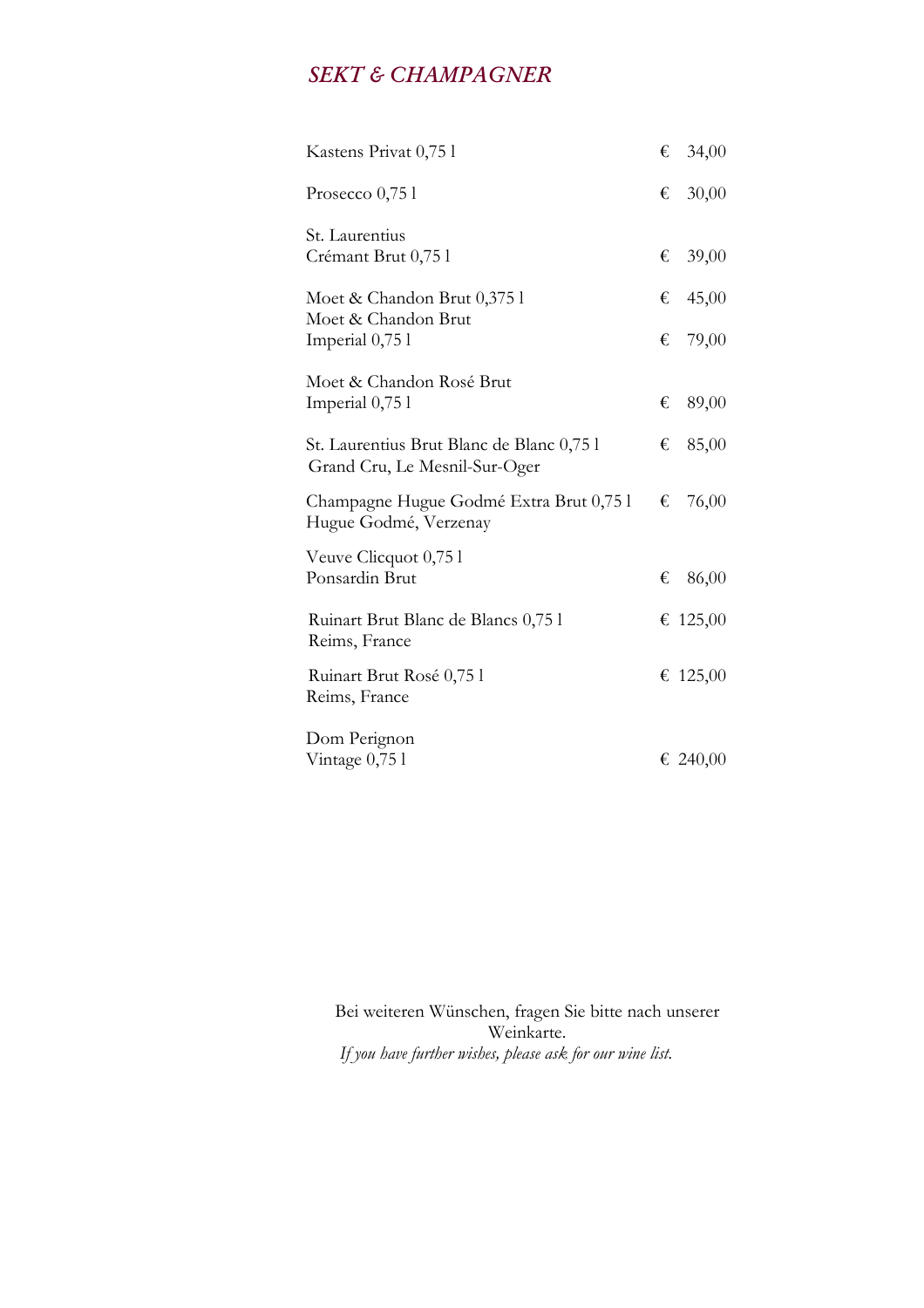## *SEKT & CHAMPAGNER*

| | |
|---|---|
| Kastens Privat 0,75 l | € 34,00 |
| Prosecco 0,75 l | € 30,00 |
| St. Laurentius<br>Crémant Brut 0,75 l | € 39,00 |
| Moet & Chandon Brut 0,375 l | € 45,00 |
| Moet & Chandon Brut<br>Imperial 0,75 l | € 79,00 |
| Moet & Chandon Rosé Brut<br>Imperial 0,75 l | € 89,00 |
| St. Laurentius Brut Blanc de Blanc 0,75 l<br>Grand Cru, Le Mesnil-Sur-Oger | € 85,00 |
| Champagne Hugue Godmé Extra Brut 0,75 l<br>Hugue Godmé, Verzenay | € 76,00 |
| Veuve Clicquot 0,75 l<br>Ponsardin Brut | € 86,00 |
| Ruinart Brut Blanc de Blancs 0,75 l<br>Reims, France | € 125,00 |
| Ruinart Brut Rosé 0,75 l<br>Reims, France | € 125,00 |
| Dom Perignon<br>Vintage 0,75 l | € 240,00 |

Bei weiteren Wünschen, fragen Sie bitte nach unserer Weinkarte.

*If you have further wishes, please ask for our wine list.*